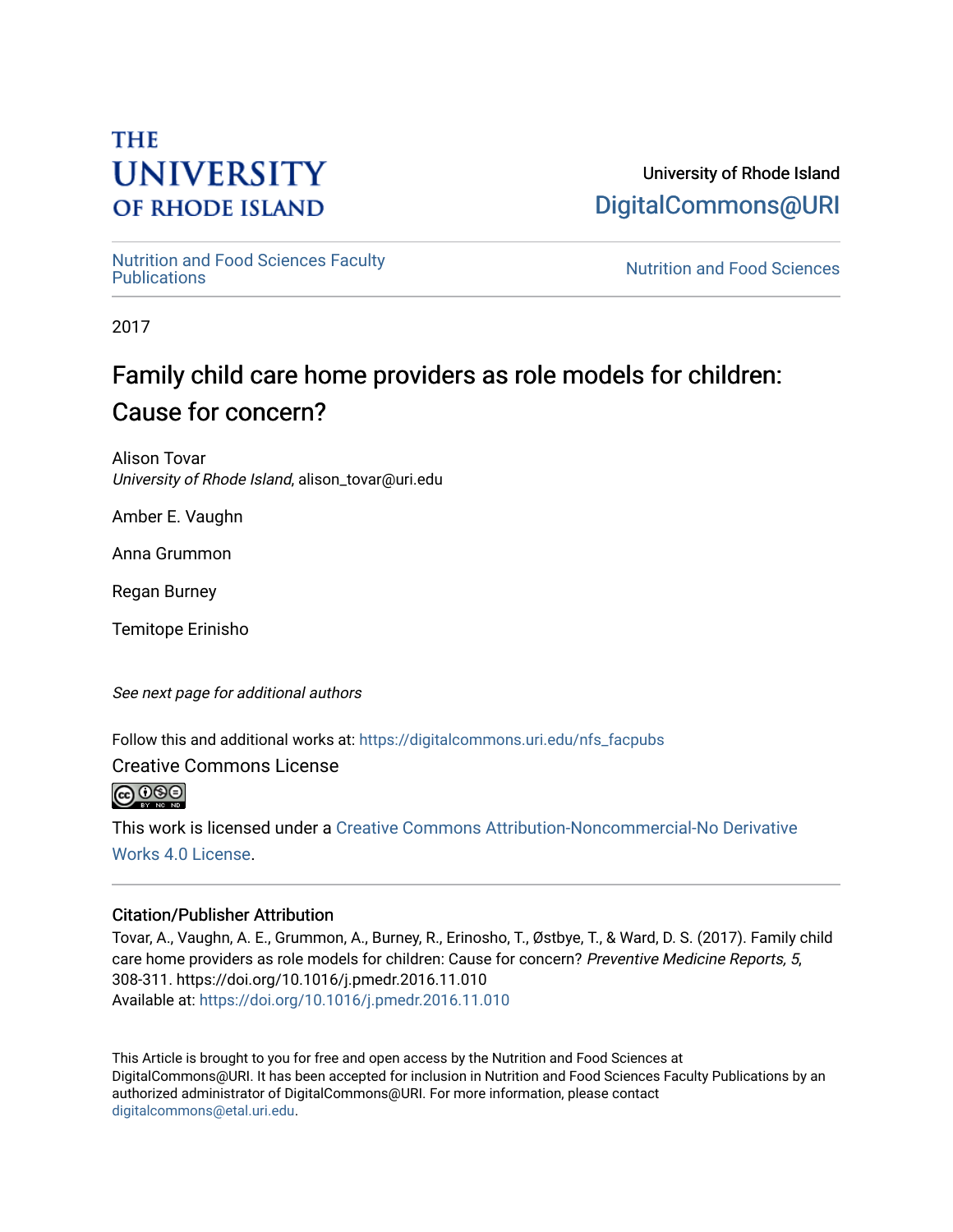THE UNIVERSITY OF RHODE ISLAND

University of Rhode Island
DigitalCommons@URI

Nutrition and Food Sciences Faculty Publications

Nutrition and Food Sciences

2017

# Family child care home providers as role models for children: Cause for concern?

Alison Tovar
*University of Rhode Island*, alison_tovar@uri.edu

Amber E. Vaughn

Anna Grummon

Regan Burney

Temitope Erinisho

*See next page for additional authors*

Follow this and additional works at: https://digitalcommons.uri.edu/nfs_facpubs

Creative Commons License

This work is licensed under a Creative Commons Attribution-Noncommercial-No Derivative Works 4.0 License.

### Citation/Publisher Attribution

Tovar, A., Vaughn, A. E., Grummon, A., Burney, R., Erinosho, T., Østbye, T., & Ward, D. S. (2017). Family child care home providers as role models for children: Cause for concern? *Preventive Medicine Reports, 5*, 308-311. https://doi.org/10.1016/j.pmedr.2016.11.010
Available at: https://doi.org/10.1016/j.pmedr.2016.11.010

This Article is brought to you for free and open access by the Nutrition and Food Sciences at DigitalCommons@URI. It has been accepted for inclusion in Nutrition and Food Sciences Faculty Publications by an authorized administrator of DigitalCommons@URI. For more information, please contact digitalcommons@etal.uri.edu.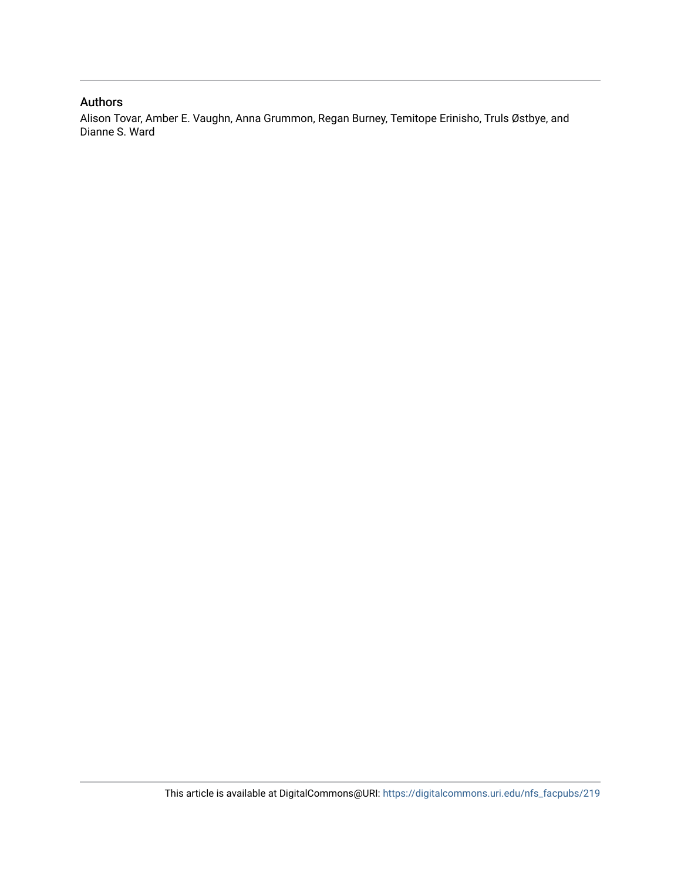## Authors

Alison Tovar, Amber E. Vaughn, Anna Grummon, Regan Burney, Temitope Erinisho, Truls Østbye, and Dianne S. Ward

This article is available at DigitalCommons@URI: https://digitalcommons.uri.edu/nfs_facpubs/219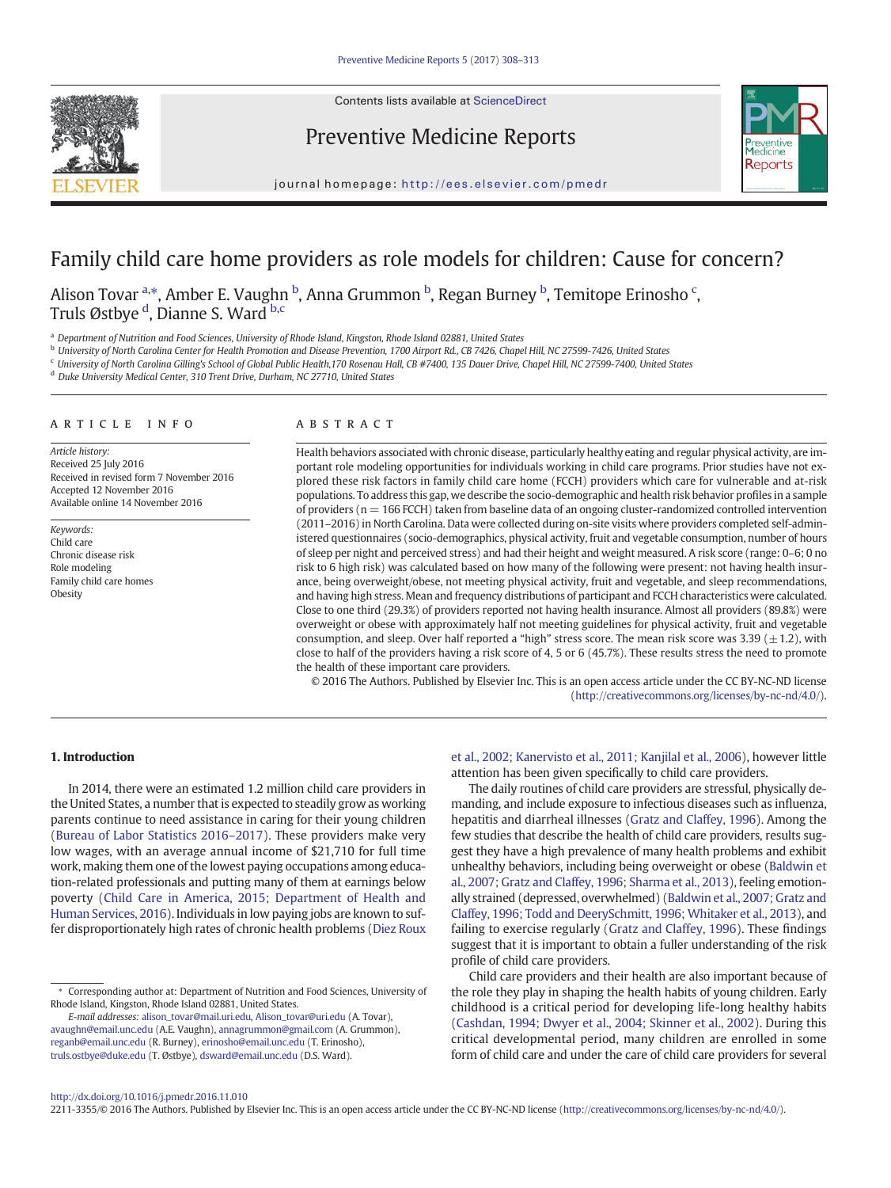# Family child care home providers as role models for children: Cause for concern?

Alison Tovar [a,*], Amber E. Vaughn [b], Anna Grummon [b], Regan Burney [b], Temitope Erinosho [c], Truls Østbye [d], Dianne S. Ward [b,c]

[a] Department of Nutrition and Food Sciences, University of Rhode Island, Kingston, Rhode Island 02881, United States

[b] University of North Carolina Center for Health Promotion and Disease Prevention, 1700 Airport Rd., CB 7426, Chapel Hill, NC 27599-7426, United States

[c] University of North Carolina Gilling's School of Global Public Health,170 Rosenau Hall, CB #7400, 135 Dauer Drive, Chapel Hill, NC 27599-7400, United States

[d] Duke University Medical Center, 310 Trent Drive, Durham, NC 27710, United States

## ARTICLE INFO

*Article history:*
Received 25 July 2016
Received in revised form 7 November 2016
Accepted 12 November 2016
Available online 14 November 2016

*Keywords:*
Child care
Chronic disease risk
Role modeling
Family child care homes
Obesity

## ABSTRACT

Health behaviors associated with chronic disease, particularly healthy eating and regular physical activity, are important role modeling opportunities for individuals working in child care programs. Prior studies have not explored these risk factors in family child care home (FCCH) providers which care for vulnerable and at-risk populations. To address this gap, we describe the socio-demographic and health risk behavior profiles in a sample of providers (n = 166 FCCH) taken from baseline data of an ongoing cluster-randomized controlled intervention (2011–2016) in North Carolina. Data were collected during on-site visits where providers completed self-administered questionnaires (socio-demographics, physical activity, fruit and vegetable consumption, number of hours of sleep per night and perceived stress) and had their height and weight measured. A risk score (range: 0–6; 0 no risk to 6 high risk) was calculated based on how many of the following were present: not having health insurance, being overweight/obese, not meeting physical activity, fruit and vegetable, and sleep recommendations, and having high stress. Mean and frequency distributions of participant and FCCH characteristics were calculated. Close to one third (29.3%) of providers reported not having health insurance. Almost all providers (89.8%) were overweight or obese with approximately half not meeting guidelines for physical activity, fruit and vegetable consumption, and sleep. Over half reported a "high" stress score. The mean risk score was 3.39 (±1.2), with close to half of the providers having a risk score of 4, 5 or 6 (45.7%). These results stress the need to promote the health of these important care providers.

© 2016 The Authors. Published by Elsevier Inc. This is an open access article under the CC BY-NC-ND license (http://creativecommons.org/licenses/by-nc-nd/4.0/).

## 1. Introduction

In 2014, there were an estimated 1.2 million child care providers in the United States, a number that is expected to steadily grow as working parents continue to need assistance in caring for their young children (Bureau of Labor Statistics 2016–2017). These providers make very low wages, with an average annual income of $21,710 for full time work, making them one of the lowest paying occupations among education-related professionals and putting many of them at earnings below poverty (Child Care in America, 2015; Department of Health and Human Services, 2016). Individuals in low paying jobs are known to suffer disproportionately high rates of chronic health problems (Diez Roux et al., 2002; Kanervisto et al., 2011; Kanjilal et al., 2006), however little attention has been given specifically to child care providers.

The daily routines of child care providers are stressful, physically demanding, and include exposure to infectious diseases such as influenza, hepatitis and diarrheal illnesses (Gratz and Claffey, 1996). Among the few studies that describe the health of child care providers, results suggest they have a high prevalence of many health problems and exhibit unhealthy behaviors, including being overweight or obese (Baldwin et al., 2007; Gratz and Claffey, 1996; Sharma et al., 2013), feeling emotionally strained (depressed, overwhelmed) (Baldwin et al., 2007; Gratz and Claffey, 1996; Todd and DeerySchmitt, 1996; Whitaker et al., 2013), and failing to exercise regularly (Gratz and Claffey, 1996). These findings suggest that it is important to obtain a fuller understanding of the risk profile of child care providers.

Child care providers and their health are also important because of the role they play in shaping the health habits of young children. Early childhood is a critical period for developing life-long healthy habits (Cashdan, 1994; Dwyer et al., 2004; Skinner et al., 2002). During this critical developmental period, many children are enrolled in some form of child care and under the care of child care providers for several

* Corresponding author at: Department of Nutrition and Food Sciences, University of Rhode Island, Kingston, Rhode Island 02881, United States.
*E-mail addresses:* alison_tovar@mail.uri.edu, Alison_tovar@uri.edu (A. Tovar), avaughn@email.unc.edu (A.E. Vaughn), annagrummon@gmail.com (A. Grummon), reganb@email.unc.edu (R. Burney), erinosho@email.unc.edu (T. Erinosho), truls.ostbye@duke.edu (T. Østbye), dsward@email.unc.edu (D.S. Ward).

http://dx.doi.org/10.1016/j.pmedr.2016.11.010
2211-3355/© 2016 The Authors. Published by Elsevier Inc. This is an open access article under the CC BY-NC-ND license (http://creativecommons.org/licenses/by-nc-nd/4.0/).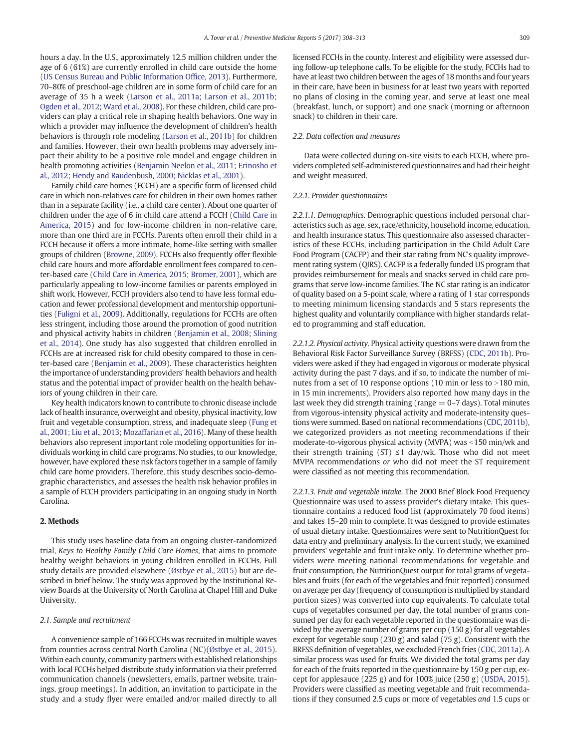hours a day. In the U.S., approximately 12.5 million children under the age of 6 (61%) are currently enrolled in child care outside the home (US Census Bureau and Public Information Office, 2013). Furthermore, 70–80% of preschool-age children are in some form of child care for an average of 35 h a week (Larson et al., 2011a; Larson et al., 2011b; Ogden et al., 2012; Ward et al., 2008). For these children, child care providers can play a critical role in shaping health behaviors. One way in which a provider may influence the development of children's health behaviors is through role modeling (Larson et al., 2011b) for children and families. However, their own health problems may adversely impact their ability to be a positive role model and engage children in health promoting activities (Benjamin Neelon et al., 2011; Erinosho et al., 2012; Hendy and Raudenbush, 2000; Nicklas et al., 2001).

Family child care homes (FCCH) are a specific form of licensed child care in which non-relatives care for children in their own homes rather than in a separate facility (i.e., a child care center). About one quarter of children under the age of 6 in child care attend a FCCH (Child Care in America, 2015) and for low-income children in non-relative care, more than one third are in FCCHs. Parents often enroll their child in a FCCH because it offers a more intimate, home-like setting with smaller groups of children (Browne, 2009). FCCHs also frequently offer flexible child care hours and more affordable enrollment fees compared to center-based care (Child Care in America, 2015; Bromer, 2001), which are particularly appealing to low-income families or parents employed in shift work. However, FCCH providers also tend to have less formal education and fewer professional development and mentorship opportunities (Fuligni et al., 2009). Additionally, regulations for FCCHs are often less stringent, including those around the promotion of good nutrition and physical activity habits in children (Benjamin et al., 2008; Slining et al., 2014). One study has also suggested that children enrolled in FCCHs are at increased risk for child obesity compared to those in center-based care (Benjamin et al., 2009). These characteristics heighten the importance of understanding providers' health behaviors and health status and the potential impact of provider health on the health behaviors of young children in their care.

Key health indicators known to contribute to chronic disease include lack of health insurance, overweight and obesity, physical inactivity, low fruit and vegetable consumption, stress, and inadequate sleep (Fung et al., 2001; Liu et al., 2013; Mozaffarian et al., 2016). Many of these health behaviors also represent important role modeling opportunities for individuals working in child care programs. No studies, to our knowledge, however, have explored these risk factors together in a sample of family child care home providers. Therefore, this study describes socio-demographic characteristics, and assesses the health risk behavior profiles in a sample of FCCH providers participating in an ongoing study in North Carolina.

## 2. Methods

This study uses baseline data from an ongoing cluster-randomized trial, *Keys to Healthy Family Child Care Homes*, that aims to promote healthy weight behaviors in young children enrolled in FCCHs. Full study details are provided elsewhere (Østbye et al., 2015) but are described in brief below. The study was approved by the Institutional Review Boards at the University of North Carolina at Chapel Hill and Duke University.

### 2.1. Sample and recruitment

A convenience sample of 166 FCCHs was recruited in multiple waves from counties across central North Carolina (NC)(Østbye et al., 2015). Within each county, community partners with established relationships with local FCCHs helped distribute study information via their preferred communication channels (newsletters, emails, partner website, trainings, group meetings). In addition, an invitation to participate in the study and a study flyer were emailed and/or mailed directly to all licensed FCCHs in the county. Interest and eligibility were assessed during follow-up telephone calls. To be eligible for the study, FCCHs had to have at least two children between the ages of 18 months and four years in their care, have been in business for at least two years with reported no plans of closing in the coming year, and serve at least one meal (breakfast, lunch, or support) and one snack (morning or afternoon snack) to children in their care.

### 2.2. Data collection and measures

Data were collected during on-site visits to each FCCH, where providers completed self-administered questionnaires and had their height and weight measured.

#### 2.2.1. Provider questionnaires

*2.2.1.1. Demographics.* Demographic questions included personal characteristics such as age, sex, race/ethnicity, household income, education, and health insurance status. This questionnaire also assessed characteristics of these FCCHs, including participation in the Child Adult Care Food Program (CACFP) and their star rating from NC's quality improvement rating system (QIRS). CACFP is a federally funded US program that provides reimbursement for meals and snacks served in child care programs that serve low-income families. The NC star rating is an indicator of quality based on a 5-point scale, where a rating of 1 star corresponds to meeting minimum licensing standards and 5 stars represents the highest quality and voluntarily compliance with higher standards related to programming and staff education.

*2.2.1.2. Physical activity.* Physical activity questions were drawn from the Behavioral Risk Factor Surveillance Survey (BRFSS) (CDC, 2011b). Providers were asked if they had engaged in vigorous or moderate physical activity during the past 7 days, and if so, to indicate the number of minutes from a set of 10 response options (10 min or less to >180 min, in 15 min increments). Providers also reported how many days in the last week they did strength training (range = 0–7 days). Total minutes from vigorous-intensity physical activity and moderate-intensity questions were summed. Based on national recommendations (CDC, 2011b), we categorized providers as not meeting recommendations if their moderate-to-vigorous physical activity (MVPA) was <150 min/wk and their strength training (ST) ≤1 day/wk. Those who did not meet MVPA recommendations *or* who did not meet the ST requirement were classified as not meeting this recommendation.

*2.2.1.3. Fruit and vegetable intake.* The 2000 Brief Block Food Frequency Questionnaire was used to assess provider's dietary intake. This questionnaire contains a reduced food list (approximately 70 food items) and takes 15–20 min to complete. It was designed to provide estimates of usual dietary intake. Questionnaires were sent to NutritionQuest for data entry and preliminary analysis. In the current study, we examined providers' vegetable and fruit intake only. To determine whether providers were meeting national recommendations for vegetable and fruit consumption, the NutritionQuest output for total grams of vegetables and fruits (for each of the vegetables and fruit reported) consumed on average per day (frequency of consumption is multiplied by standard portion sizes) was converted into cup equivalents. To calculate total cups of vegetables consumed per day, the total number of grams consumed per day for each vegetable reported in the questionnaire was divided by the average number of grams per cup (150 g) for all vegetables except for vegetable soup (230 g) and salad (75 g). Consistent with the BRFSS definition of vegetables, we excluded French fries (CDC, 2011a). A similar process was used for fruits. We divided the total grams per day for each of the fruits reported in the questionnaire by 150 g per cup, except for applesauce (225 g) and for 100% juice (250 g) (USDA, 2015). Providers were classified as meeting vegetable and fruit recommendations if they consumed 2.5 cups or more of vegetables *and* 1.5 cups or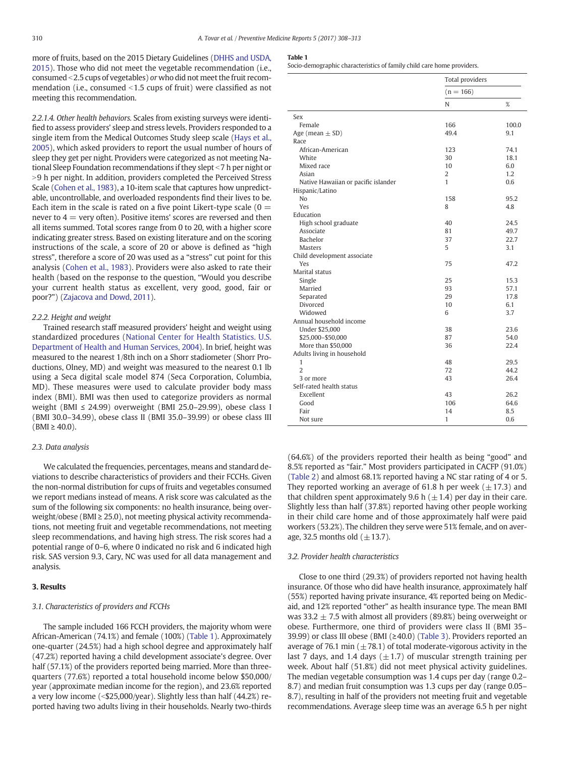more of fruits, based on the 2015 Dietary Guidelines (DHHS and USDA, 2015). Those who did not meet the vegetable recommendation (i.e., consumed <2.5 cups of vegetables) *or* who did not meet the fruit recommendation (i.e., consumed <1.5 cups of fruit) were classified as not meeting this recommendation.

*2.2.1.4. Other health behaviors.* Scales from existing surveys were identified to assess providers' sleep and stress levels. Providers responded to a single item from the Medical Outcomes Study sleep scale (Hays et al., 2005), which asked providers to report the usual number of hours of sleep they get per night. Providers were categorized as not meeting National Sleep Foundation recommendations if they slept <7 h per night or >9 h per night. In addition, providers completed the Perceived Stress Scale (Cohen et al., 1983), a 10-item scale that captures how unpredictable, uncontrollable, and overloaded respondents find their lives to be. Each item in the scale is rated on a five point Likert-type scale (0 = never to 4 = very often). Positive items' scores are reversed and then all items summed. Total scores range from 0 to 20, with a higher score indicating greater stress. Based on existing literature and on the scoring instructions of the scale, a score of 20 or above is defined as "high stress", therefore a score of 20 was used as a "stress" cut point for this analysis (Cohen et al., 1983). Providers were also asked to rate their health (based on the response to the question, "Would you describe your current health status as excellent, very good, good, fair or poor?") (Zajacova and Dowd, 2011).

*2.2.2. Height and weight*

Trained research staff measured providers' height and weight using standardized procedures (National Center for Health Statistics. U.S. Department of Health and Human Services, 2004). In brief, height was measured to the nearest 1/8th inch on a Shorr stadiometer (Shorr Productions, Olney, MD) and weight was measured to the nearest 0.1 lb using a Seca digital scale model 874 (Seca Corporation, Columbia, MD). These measures were used to calculate provider body mass index (BMI). BMI was then used to categorize providers as normal weight (BMI ≤ 24.99) overweight (BMI 25.0–29.99), obese class I (BMI 30.0–34.99), obese class II (BMI 35.0–39.99) or obese class III (BMI ≥ 40.0).

### 2.3. Data analysis

We calculated the frequencies, percentages, means and standard deviations to describe characteristics of providers and their FCCHs. Given the non-normal distribution for cups of fruits and vegetables consumed we report medians instead of means. A risk score was calculated as the sum of the following six components: no health insurance, being overweight/obese (BMI ≥ 25.0), not meeting physical activity recommendations, not meeting fruit and vegetable recommendations, not meeting sleep recommendations, and having high stress. The risk scores had a potential range of 0–6, where 0 indicated no risk and 6 indicated high risk. SAS version 9.3, Cary, NC was used for all data management and analysis.

## 3. Results

### 3.1. Characteristics of providers and FCCHs

The sample included 166 FCCH providers, the majority whom were African-American (74.1%) and female (100%) (Table 1). Approximately one-quarter (24.5%) had a high school degree and approximately half (47.2%) reported having a child development associate's degree. Over half (57.1%) of the providers reported being married. More than three-quarters (77.6%) reported a total household income below $50,000/year (approximate median income for the region), and 23.6% reported a very low income (<$25,000/year). Slightly less than half (44.2%) reported having two adults living in their households. Nearly two-thirds (64.6%) of the providers reported their health as being "good" and 8.5% reported as "fair." Most providers participated in CACFP (91.0%) (Table 2) and almost 68.1% reported having a NC star rating of 4 or 5. They reported working an average of 61.8 h per week (±17.3) and that children spent approximately 9.6 h (±1.4) per day in their care. Slightly less than half (37.8%) reported having other people working in their child care home and of those approximately half were paid workers (53.2%). The children they serve were 51% female, and on average, 32.5 months old (±13.7).

**Table 1**
Socio-demographic characteristics of family child care home providers.

| | Total providers | |
|---|---|---|
| | (n = 166) | |
| | N | % |
| Sex | | |
| Female | 166 | 100.0 |
| Age (mean ± SD) | 49.4 | 9.1 |
| Race | | |
| African-American | 123 | 74.1 |
| White | 30 | 18.1 |
| Mixed race | 10 | 6.0 |
| Asian | 2 | 1.2 |
| Native Hawaiian or pacific islander | 1 | 0.6 |
| Hispanic/Latino | | |
| No | 158 | 95.2 |
| Yes | 8 | 4.8 |
| Education | | |
| High school graduate | 40 | 24.5 |
| Associate | 81 | 49.7 |
| Bachelor | 37 | 22.7 |
| Masters | 5 | 3.1 |
| Child development associate | | |
| Yes | 75 | 47.2 |
| Marital status | | |
| Single | 25 | 15.3 |
| Married | 93 | 57.1 |
| Separated | 29 | 17.8 |
| Divorced | 10 | 6.1 |
| Widowed | 6 | 3.7 |
| Annual household income | | |
| Under $25,000 | 38 | 23.6 |
| $25,000–$50,000 | 87 | 54.0 |
| More than $50,000 | 36 | 22.4 |
| Adults living in household | | |
| 1 | 48 | 29.5 |
| 2 | 72 | 44.2 |
| 3 or more | 43 | 26.4 |
| Self-rated health status | | |
| Excellent | 43 | 26.2 |
| Good | 106 | 64.6 |
| Fair | 14 | 8.5 |
| Not sure | 1 | 0.6 |

### 3.2. Provider health characteristics

Close to one third (29.3%) of providers reported not having health insurance. Of those who did have health insurance, approximately half (55%) reported having private insurance, 4% reported being on Medicaid, and 12% reported "other" as health insurance type. The mean BMI was 33.2 ± 7.5 with almost all providers (89.8%) being overweight or obese. Furthermore, one third of providers were class II (BMI 35–39.99) or class III obese (BMI (≥40.0) (Table 3). Providers reported an average of 76.1 min (±78.1) of total moderate-vigorous activity in the last 7 days, and 1.4 days (±1.7) of muscular strength training per week. About half (51.8%) did not meet physical activity guidelines. The median vegetable consumption was 1.4 cups per day (range 0.2–8.7) and median fruit consumption was 1.3 cups per day (range 0.05–8.7), resulting in half of the providers not meeting fruit and vegetable recommendations. Average sleep time was an average 6.5 h per night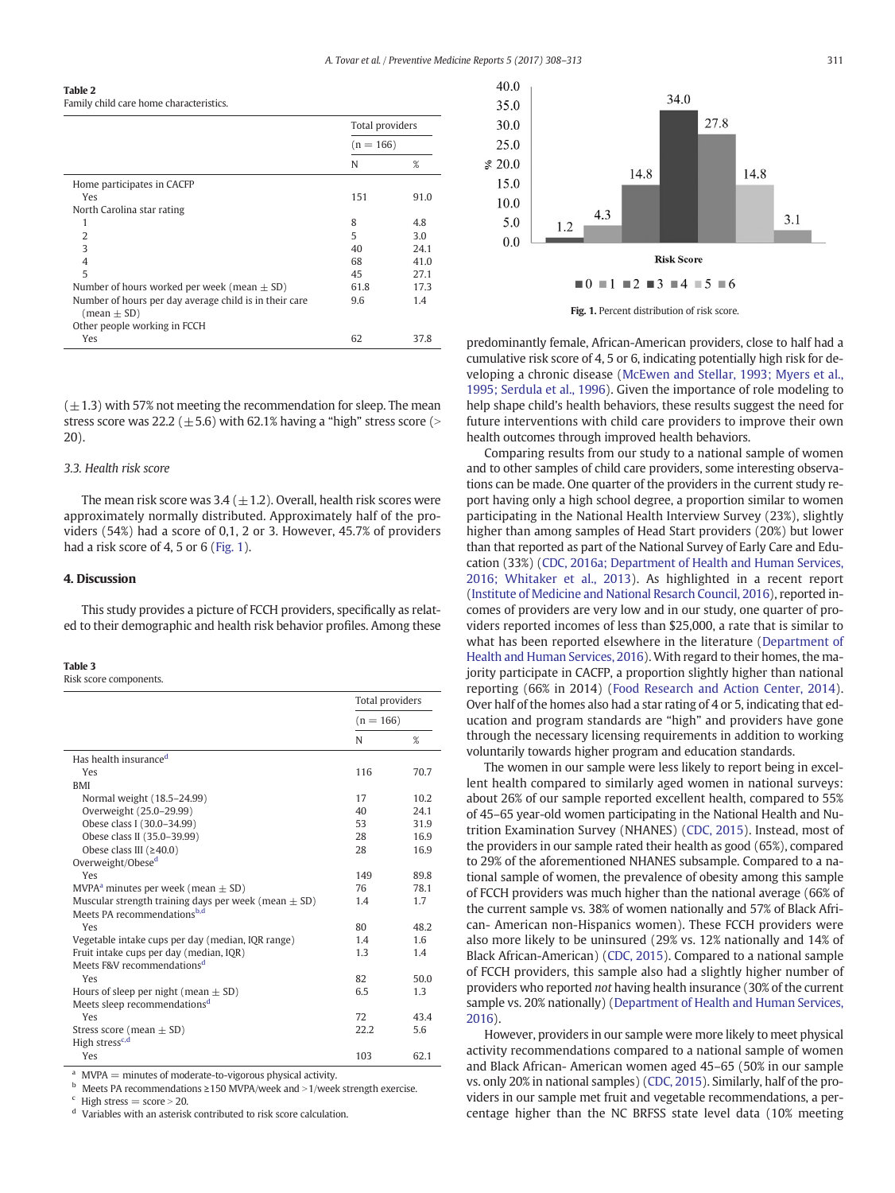**Table 2**
Family child care home characteristics.

| | Total providers | |
|---|---|---|
| | (n = 166) | |
| | N | % |
| Home participates in CACFP | | |
| Yes | 151 | 91.0 |
| North Carolina star rating | | |
| 1 | 8 | 4.8 |
| 2 | 5 | 3.0 |
| 3 | 40 | 24.1 |
| 4 | 68 | 41.0 |
| 5 | 45 | 27.1 |
| Number of hours worked per week (mean ± SD) | 61.8 | 17.3 |
| Number of hours per day average child is in their care (mean ± SD) | 9.6 | 1.4 |
| Other people working in FCCH | | |
| Yes | 62 | 37.8 |

(±1.3) with 57% not meeting the recommendation for sleep. The mean stress score was 22.2 (±5.6) with 62.1% having a "high" stress score (> 20).

### 3.3. Health risk score

The mean risk score was 3.4 (±1.2). Overall, health risk scores were approximately normally distributed. Approximately half of the providers (54%) had a score of 0,1, 2 or 3. However, 45.7% of providers had a risk score of 4, 5 or 6 (Fig. 1).

## 4. Discussion

This study provides a picture of FCCH providers, specifically as related to their demographic and health risk behavior profiles. Among these

**Table 3**
Risk score components.

| | Total providers | |
|---|---|---|
| | (n = 166) | |
| | N | % |
| Has health insurance[d] | | |
| Yes | 116 | 70.7 |
| BMI | | |
| Normal weight (18.5–24.99) | 17 | 10.2 |
| Overweight (25.0–29.99) | 40 | 24.1 |
| Obese class I (30.0–34.99) | 53 | 31.9 |
| Obese class II (35.0–39.99) | 28 | 16.9 |
| Obese class III (≥40.0) | 28 | 16.9 |
| Overweight/Obese[d] | | |
| Yes | 149 | 89.8 |
| MVPA[a] minutes per week (mean ± SD) | 76 | 78.1 |
| Muscular strength training days per week (mean ± SD) | 1.4 | 1.7 |
| Meets PA recommendations[b,d] | | |
| Yes | 80 | 48.2 |
| Vegetable intake cups per day (median, IQR range) | 1.4 | 1.6 |
| Fruit intake cups per day (median, IQR) | 1.3 | 1.4 |
| Meets F&V recommendations[d] | | |
| Yes | 82 | 50.0 |
| Hours of sleep per night (mean ± SD) | 6.5 | 1.3 |
| Meets sleep recommendations[d] | | |
| Yes | 72 | 43.4 |
| Stress score (mean ± SD) | 22.2 | 5.6 |
| High stress[c,d] | | |
| Yes | 103 | 62.1 |

[a] MVPA = minutes of moderate-to-vigorous physical activity.
[b] Meets PA recommendations ≥150 MVPA/week and >1/week strength exercise.
[c] High stress = score > 20.
[d] Variables with an asterisk contributed to risk score calculation.

Fig. 1. Percent distribution of risk score.

predominantly female, African-American providers, close to half had a cumulative risk score of 4, 5 or 6, indicating potentially high risk for developing a chronic disease (McEwen and Stellar, 1993; Myers et al., 1995; Serdula et al., 1996). Given the importance of role modeling to help shape child's health behaviors, these results suggest the need for future interventions with child care providers to improve their own health outcomes through improved health behaviors.

Comparing results from our study to a national sample of women and to other samples of child care providers, some interesting observations can be made. One quarter of the providers in the current study report having only a high school degree, a proportion similar to women participating in the National Health Interview Survey (23%), slightly higher than among samples of Head Start providers (20%) but lower than that reported as part of the National Survey of Early Care and Education (33%) (CDC, 2016a; Department of Health and Human Services, 2016; Whitaker et al., 2013). As highlighted in a recent report (Institute of Medicine and National Resarch Council, 2016), reported incomes of providers are very low and in our study, one quarter of providers reported incomes of less than $25,000, a rate that is similar to what has been reported elsewhere in the literature (Department of Health and Human Services, 2016). With regard to their homes, the majority participate in CACFP, a proportion slightly higher than national reporting (66% in 2014) (Food Research and Action Center, 2014). Over half of the homes also had a star rating of 4 or 5, indicating that education and program standards are "high" and providers have gone through the necessary licensing requirements in addition to working voluntarily towards higher program and education standards.

The women in our sample were less likely to report being in excellent health compared to similarly aged women in national surveys: about 26% of our sample reported excellent health, compared to 55% of 45–65 year-old women participating in the National Health and Nutrition Examination Survey (NHANES) (CDC, 2015). Instead, most of the providers in our sample rated their health as good (65%), compared to 29% of the aforementioned NHANES subsample. Compared to a national sample of women, the prevalence of obesity among this sample of FCCH providers was much higher than the national average (66% of the current sample vs. 38% of women nationally and 57% of Black African- American non-Hispanics women). These FCCH providers were also more likely to be uninsured (29% vs. 12% nationally and 14% of Black African-American) (CDC, 2015). Compared to a national sample of FCCH providers, this sample also had a slightly higher number of providers who reported *not* having health insurance (30% of the current sample vs. 20% nationally) (Department of Health and Human Services, 2016).

However, providers in our sample were more likely to meet physical activity recommendations compared to a national sample of women and Black African- American women aged 45–65 (50% in our sample vs. only 20% in national samples) (CDC, 2015). Similarly, half of the providers in our sample met fruit and vegetable recommendations, a percentage higher than the NC BRFSS state level data (10% meeting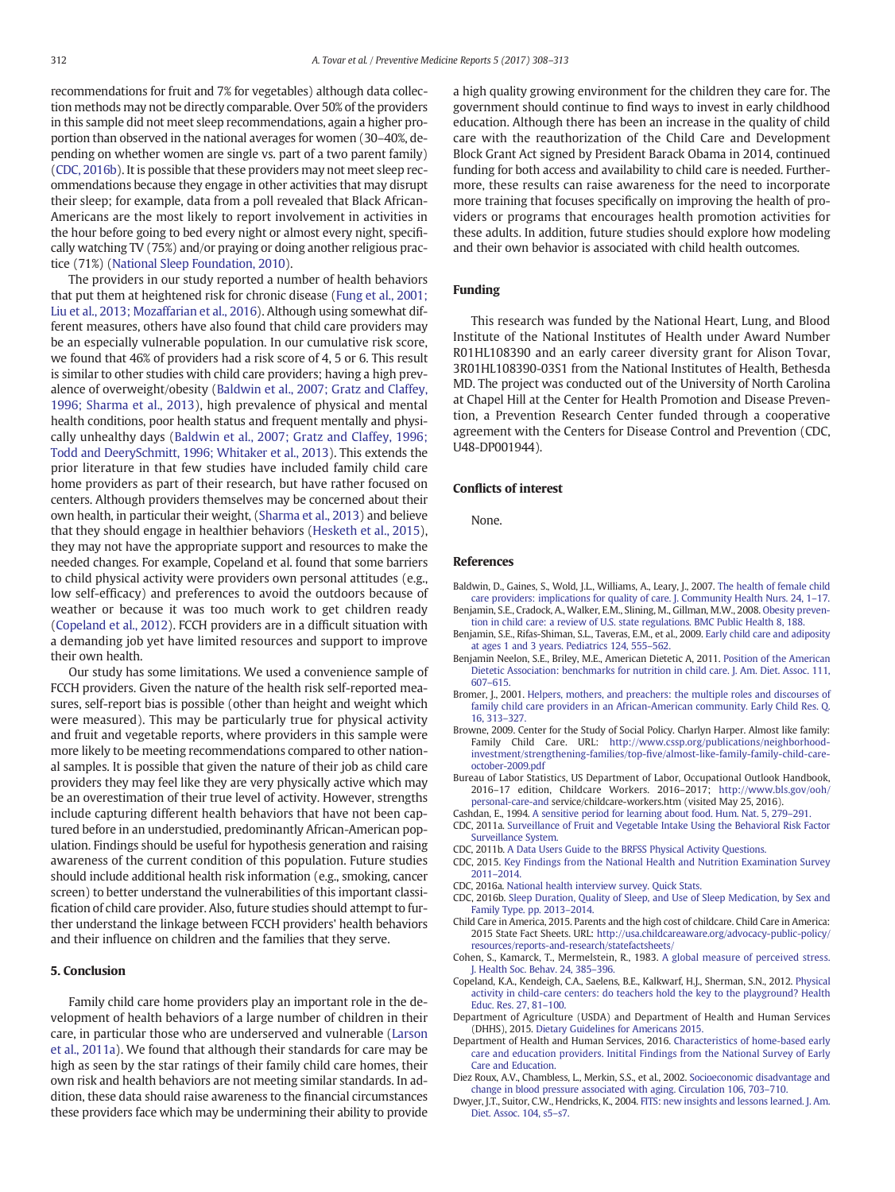recommendations for fruit and 7% for vegetables) although data collection methods may not be directly comparable. Over 50% of the providers in this sample did not meet sleep recommendations, again a higher proportion than observed in the national averages for women (30–40%, depending on whether women are single vs. part of a two parent family) (CDC, 2016b). It is possible that these providers may not meet sleep recommendations because they engage in other activities that may disrupt their sleep; for example, data from a poll revealed that Black African-Americans are the most likely to report involvement in activities in the hour before going to bed every night or almost every night, specifically watching TV (75%) and/or praying or doing another religious practice (71%) (National Sleep Foundation, 2010).

The providers in our study reported a number of health behaviors that put them at heightened risk for chronic disease (Fung et al., 2001; Liu et al., 2013; Mozaffarian et al., 2016). Although using somewhat different measures, others have also found that child care providers may be an especially vulnerable population. In our cumulative risk score, we found that 46% of providers had a risk score of 4, 5 or 6. This result is similar to other studies with child care providers; having a high prevalence of overweight/obesity (Baldwin et al., 2007; Gratz and Claffey, 1996; Sharma et al., 2013), high prevalence of physical and mental health conditions, poor health status and frequent mentally and physically unhealthy days (Baldwin et al., 2007; Gratz and Claffey, 1996; Todd and DerySchmitt, 1996; Whitaker et al., 2013). This extends the prior literature in that few studies have included family child care home providers as part of their research, but have rather focused on centers. Although providers themselves may be concerned about their own health, in particular their weight, (Sharma et al., 2013) and believe that they should engage in healthier behaviors (Hesketh et al., 2015), they may not have the appropriate support and resources to make the needed changes. For example, Copeland et al. found that some barriers to child physical activity were providers own personal attitudes (e.g., low self-efficacy) and preferences to avoid the outdoors because of weather or because it was too much work to get children ready (Copeland et al., 2012). FCCH providers are in a difficult situation with a demanding job yet have limited resources and support to improve their own health.

Our study has some limitations. We used a convenience sample of FCCH providers. Given the nature of the health risk self-reported measures, self-report bias is possible (other than height and weight which were measured). This may be particularly true for physical activity and fruit and vegetable reports, where providers in this sample were more likely to be meeting recommendations compared to other national samples. It is possible that given the nature of their job as child care providers they may feel like they are very physically active which may be an overestimation of their true level of activity. However, strengths include capturing different health behaviors that have not been captured before in an understudied, predominantly African-American population. Findings should be useful for hypothesis generation and raising awareness of the current condition of this population. Future studies should include additional health risk information (e.g., smoking, cancer screen) to better understand the vulnerabilities of this important classification of child care provider. Also, future studies should attempt to further understand the linkage between FCCH providers' health behaviors and their influence on children and the families that they serve.

## 5. Conclusion

Family child care home providers play an important role in the development of health behaviors of a large number of children in their care, in particular those who are underserved and vulnerable (Larson et al., 2011a). We found that although their standards for care may be high as seen by the star ratings of their family child care homes, their own risk and health behaviors are not meeting similar standards. In addition, these data should raise awareness to the financial circumstances these providers face which may be undermining their ability to provide a high quality growing environment for the children they care for. The government should continue to find ways to invest in early childhood education. Although there has been an increase in the quality of child care with the reauthorization of the Child Care and Development Block Grant Act signed by President Barack Obama in 2014, continued funding for both access and availability to child care is needed. Furthermore, these results can raise awareness for the need to incorporate more training that focuses specifically on improving the health of providers or programs that encourages health promotion activities for these adults. In addition, future studies should explore how modeling and their own behavior is associated with child health outcomes.

## Funding

This research was funded by the National Heart, Lung, and Blood Institute of the National Institutes of Health under Award Number R01HL108390 and an early career diversity grant for Alison Tovar, 3R01HL108390-03S1 from the National Institutes of Health, Bethesda MD. The project was conducted out of the University of North Carolina at Chapel Hill at the Center for Health Promotion and Disease Prevention, a Prevention Research Center funded through a cooperative agreement with the Centers for Disease Control and Prevention (CDC, U48-DP001944).

## Conflicts of interest

None.

## References

Baldwin, D., Gaines, S., Wold, J.L., Williams, A., Leary, J., 2007. The health of female child care providers: implications for quality of care. J. Community Health Nurs. 24, 1–17.

Benjamin, S.E., Cradock, A., Walker, E.M., Slining, M., Gillman, M.W., 2008. Obesity prevention in child care: a review of U.S. state regulations. BMC Public Health 8, 188.

Benjamin, S.E., Rifas-Shiman, S.L., Taveras, E.M., et al., 2009. Early child care and adiposity at ages 1 and 3 years. Pediatrics 124, 555–562.

Benjamin Neelon, S.E., Briley, M.E., American Dietetic A, 2011. Position of the American Dietetic Association: benchmarks for nutrition in child care. J. Am. Diet. Assoc. 111, 607–615.

Bromer, J., 2001. Helpers, mothers, and preachers: the multiple roles and discourses of family child care providers in an African-American community. Early Child Res. Q. 16, 313–327.

Browne, 2009. Center for the Study of Social Policy. Charlyn Harper. Almost like family: Family Child Care. URL: http://www.cssp.org/publications/neighborhood-investment/strengthening-families/top-five/almost-like-family-family-child-care-october-2009.pdf

Bureau of Labor Statistics, US Department of Labor, Occupational Outlook Handbook, 2016–17 edition, Childcare Workers. 2016–2017; http://www.bls.gov/ooh/personal-care-and service/childcare-workers.htm (visited May 25, 2016).

Cashdan, E., 1994. A sensitive period for learning about food. Hum. Nat. 5, 279–291.

CDC, 2011a. Surveillance of Fruit and Vegetable Intake Using the Behavioral Risk Factor Surveillance System.

CDC, 2011b. A Data Users Guide to the BRFSS Physical Activity Questions.

CDC, 2015. Key Findings from the National Health and Nutrition Examination Survey 2011–2014.

CDC, 2016a. National health interview survey. Quick Stats.

CDC, 2016b. Sleep Duration, Quality of Sleep, and Use of Sleep Medication, by Sex and Family Type. pp. 2013–2014.

Child Care in America, 2015. Parents and the high cost of childcare. Child Care in America: 2015 State Fact Sheets. URL: http://usa.childcareaware.org/advocacy-public-policy/resources/reports-and-research/statefactsheets/

Cohen, S., Kamarck, T., Mermelstein, R., 1983. A global measure of perceived stress. J. Health Soc. Behav. 24, 385–396.

Copeland, K.A., Kendeigh, C.A., Saelens, B.E., Kalkwarf, H.J., Sherman, S.N., 2012. Physical activity in child-care centers: do teachers hold the key to the playground? Health Educ. Res. 27, 81–100.

Department of Agriculture (USDA) and Department of Health and Human Services (DHHS), 2015. Dietary Guidelines for Americans 2015.

Department of Health and Human Services, 2016. Characteristics of home-based early care and education providers. Initital Findings from the National Survey of Early Care and Education.

Diez Roux, A.V., Chambless, L., Merkin, S.S., et al., 2002. Socioeconomic disadvantage and change in blood pressure associated with aging. Circulation 106, 703–710.

Dwyer, J.T., Suitor, C.W., Hendricks, K., 2004. FITS: new insights and lessons learned. J. Am. Diet. Assoc. 104, s5–s7.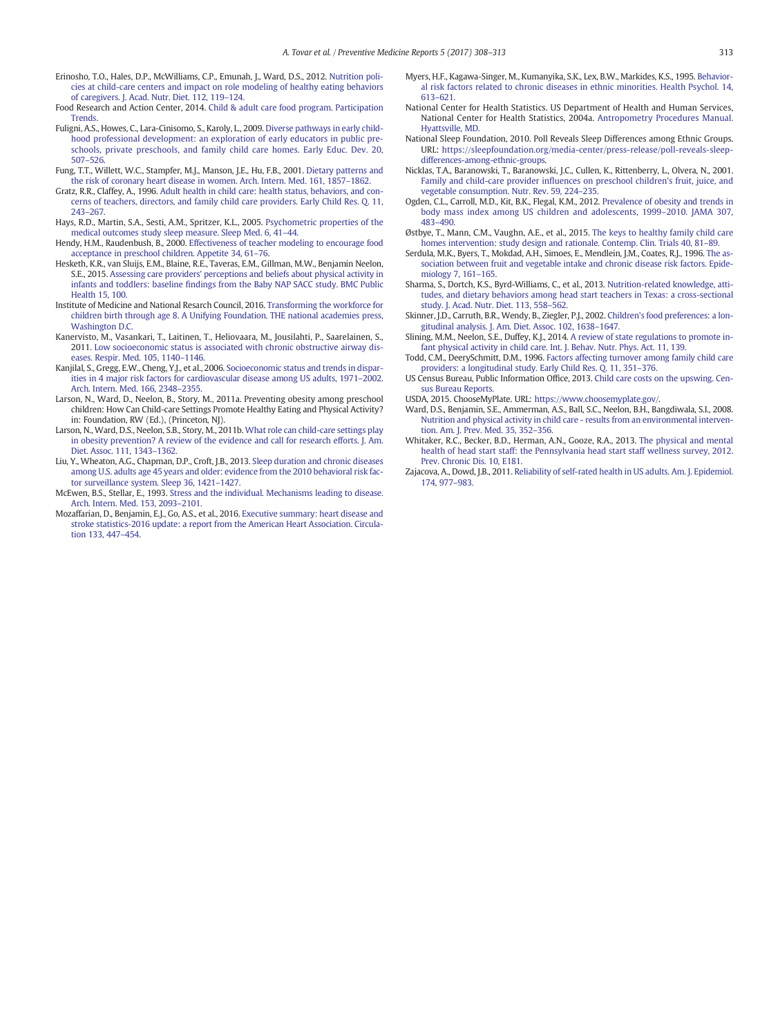Erinosho, T.O., Hales, D.P., McWilliams, C.P., Emunah, J., Ward, D.S., 2012. Nutrition policies at child-care centers and impact on role modeling of healthy eating behaviors of caregivers. J. Acad. Nutr. Diet. 112, 119–124.

Food Research and Action Center, 2014. Child & adult care food program. Participation Trends.

Fuligni, A.S., Howes, C., Lara-Cinisomo, S., Karoly, L., 2009. Diverse pathways in early childhood professional development: an exploration of early educators in public preschools, private preschools, and family child care homes. Early Educ. Dev. 20, 507–526.

Fung, T.T., Willett, W.C., Stampfer, M.J., Manson, J.E., Hu, F.B., 2001. Dietary patterns and the risk of coronary heart disease in women. Arch. Intern. Med. 161, 1857–1862.

Gratz, R.R., Claffey, A., 1996. Adult health in child care: health status, behaviors, and concerns of teachers, directors, and family child care providers. Early Child Res. Q. 11, 243–267.

Hays, R.D., Martin, S.A., Sesti, A.M., Spritzer, K.L., 2005. Psychometric properties of the medical outcomes study sleep measure. Sleep Med. 6, 41–44.

Hendy, H.M., Raudenbush, B., 2000. Effectiveness of teacher modeling to encourage food acceptance in preschool children. Appetite 34, 61–76.

Hesketh, K.R., van Sluijs, E.M., Blaine, R.E., Taveras, E.M., Gillman, M.W., Benjamin Neelon, S.E., 2015. Assessing care providers' perceptions and beliefs about physical activity in infants and toddlers: baseline findings from the Baby NAP SACC study. BMC Public Health 15, 100.

Institute of Medicine and National Resarch Council, 2016. Transforming the workforce for children birth through age 8. A Unifying Foundation. THE national academies press, Washington D.C.

Kanervisto, M., Vasankari, T., Laitinen, T., Heliovaara, M., Jousilahti, P., Saarelainen, S., 2011. Low socioeconomic status is associated with chronic obstructive airway diseases. Respir. Med. 105, 1140–1146.

Kanjilal, S., Gregg, E.W., Cheng, Y.J., et al., 2006. Socioeconomic status and trends in disparities in 4 major risk factors for cardiovascular disease among US adults, 1971–2002. Arch. Intern. Med. 166, 2348–2355.

Larson, N., Ward, D., Neelon, B., Story, M., 2011a. Preventing obesity among preschool children: How Can Child-care Settings Promote Healthy Eating and Physical Activity? in: Foundation, RW (Ed.), (Princeton, NJ).

Larson, N., Ward, D.S., Neelon, S.B., Story, M., 2011b. What role can child-care settings play in obesity prevention? A review of the evidence and call for research efforts. J. Am. Diet. Assoc. 111, 1343–1362.

Liu, Y., Wheaton, A.G., Chapman, D.P., Croft, J.B., 2013. Sleep duration and chronic diseases among U.S. adults age 45 years and older: evidence from the 2010 behavioral risk factor surveillance system. Sleep 36, 1421–1427.

McEwen, B.S., Stellar, E., 1993. Stress and the individual. Mechanisms leading to disease. Arch. Intern. Med. 153, 2093–2101.

Mozaffarian, D., Benjamin, E.J., Go, A.S., et al., 2016. Executive summary: heart disease and stroke statistics-2016 update: a report from the American Heart Association. Circulation 133, 447–454.

Myers, H.F., Kagawa-Singer, M., Kumanyika, S.K., Lex, B.W., Markides, K.S., 1995. Behavioral risk factors related to chronic diseases in ethnic minorities. Health Psychol. 14, 613–621.

National Center for Health Statistics. US Department of Health and Human Services, National Center for Health Statistics, 2004a. Antropometry Procedures Manual. Hyattsville, MD.

National Sleep Foundation, 2010. Poll Reveals Sleep Differences among Ethnic Groups. URL: https://sleepfoundation.org/media-center/press-release/poll-reveals-sleep-differences-among-ethnic-groups.

Nicklas, T.A., Baranowski, T., Baranowski, J.C., Cullen, K., Rittenberry, L., Olvera, N., 2001. Family and child-care provider influences on preschool children's fruit, juice, and vegetable consumption. Nutr. Rev. 59, 224–235.

Ogden, C.L., Carroll, M.D., Kit, B.K., Flegal, K.M., 2012. Prevalence of obesity and trends in body mass index among US children and adolescents, 1999–2010. JAMA 307, 483–490.

Østbye, T., Mann, C.M., Vaughn, A.E., et al., 2015. The keys to healthy family child care homes intervention: study design and rationale. Contemp. Clin. Trials 40, 81–89.

Serdula, M.K., Byers, T., Mokdad, A.H., Simoes, E., Mendlein, J.M., Coates, R.J., 1996. The association between fruit and vegetable intake and chronic disease risk factors. Epidemiology 7, 161–165.

Sharma, S., Dortch, K.S., Byrd-Williams, C., et al., 2013. Nutrition-related knowledge, attitudes, and dietary behaviors among head start teachers in Texas: a cross-sectional study. J. Acad. Nutr. Diet. 113, 558–562.

Skinner, J.D., Carruth, B.R., Wendy, B., Ziegler, P.J., 2002. Children's food preferences: a longitudinal analysis. J. Am. Diet. Assoc. 102, 1638–1647.

Slining, M.M., Neelon, S.E., Duffey, K.J., 2014. A review of state regulations to promote infant physical activity in child care. Int. J. Behav. Nutr. Phys. Act. 11, 139.

Todd, C.M., DeerySchmitt, D.M., 1996. Factors affecting turnover among family child care providers: a longitudinal study. Early Child Res. Q. 11, 351–376.

US Census Bureau, Public Information Office, 2013. Child care costs on the upswing. Census Bureau Reports.

USDA, 2015. ChooseMyPlate. URL: https://www.choosemyplate.gov/.

Ward, D.S., Benjamin, S.E., Ammerman, A.S., Ball, S.C., Neelon, B.H., Bangdiwala, S.I., 2008. Nutrition and physical activity in child care - results from an environmental intervention. Am. J. Prev. Med. 35, 352–356.

Whitaker, R.C., Becker, B.D., Herman, A.N., Gooze, R.A., 2013. The physical and mental health of head start staff: the Pennsylvania head start staff wellness survey, 2012. Prev. Chronic Dis. 10, E181.

Zajacova, A., Dowd, J.B., 2011. Reliability of self-rated health in US adults. Am. J. Epidemiol. 174, 977–983.